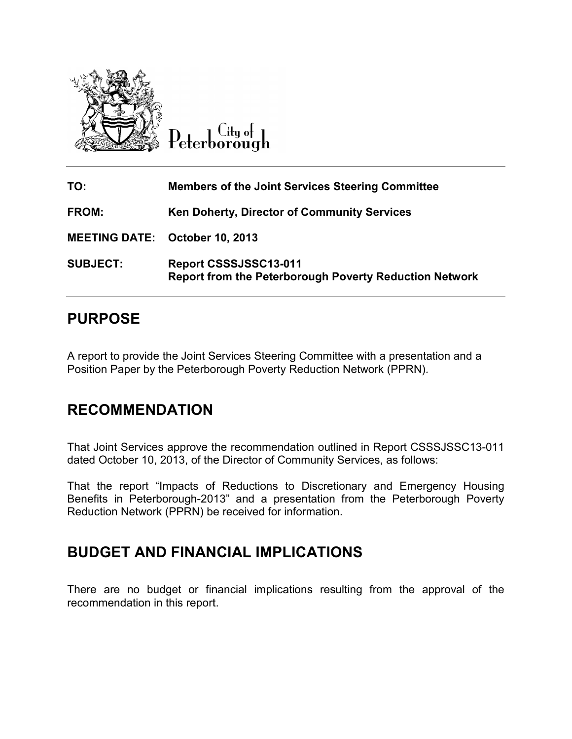City of Peterborough

| | |
|---|---|
| **TO:** | **Members of the Joint Services Steering Committee** |
| **FROM:** | **Ken Doherty, Director of Community Services** |
| **MEETING DATE:** | **October 10, 2013** |
| **SUBJECT:** | **Report CSSSJSSC13-011**<br>**Report from the Peterborough Poverty Reduction Network** |

## PURPOSE

A report to provide the Joint Services Steering Committee with a presentation and a Position Paper by the Peterborough Poverty Reduction Network (PPRN).

## RECOMMENDATION

That Joint Services approve the recommendation outlined in Report CSSSJSSC13-011 dated October 10, 2013, of the Director of Community Services, as follows:

That the report "Impacts of Reductions to Discretionary and Emergency Housing Benefits in Peterborough-2013" and a presentation from the Peterborough Poverty Reduction Network (PPRN) be received for information.

## BUDGET AND FINANCIAL IMPLICATIONS

There are no budget or financial implications resulting from the approval of the recommendation in this report.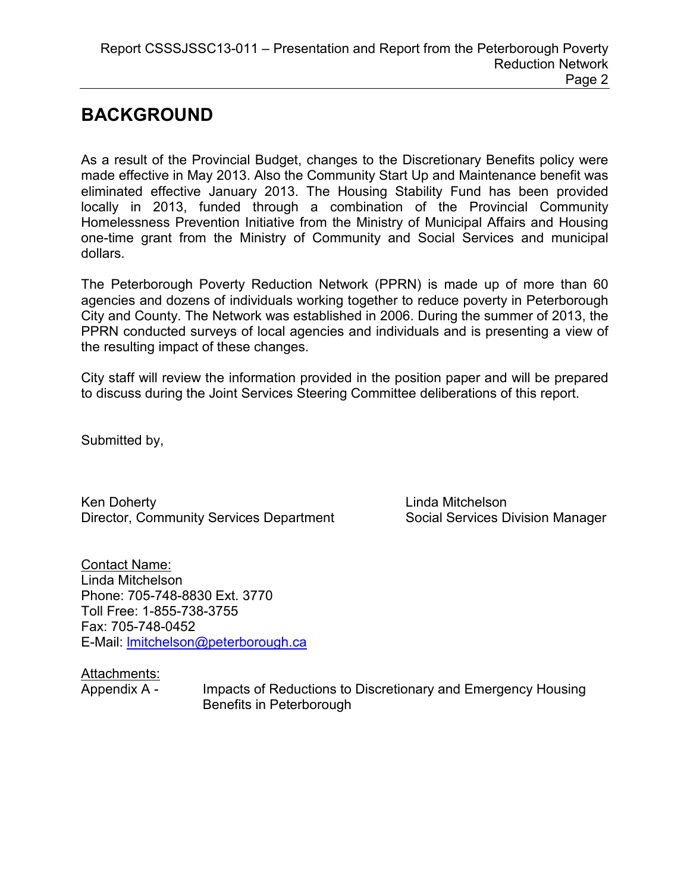# BACKGROUND

As a result of the Provincial Budget, changes to the Discretionary Benefits policy were made effective in May 2013. Also the Community Start Up and Maintenance benefit was eliminated effective January 2013. The Housing Stability Fund has been provided locally in 2013, funded through a combination of the Provincial Community Homelessness Prevention Initiative from the Ministry of Municipal Affairs and Housing one-time grant from the Ministry of Community and Social Services and municipal dollars.

The Peterborough Poverty Reduction Network (PPRN) is made up of more than 60 agencies and dozens of individuals working together to reduce poverty in Peterborough City and County. The Network was established in 2006. During the summer of 2013, the PPRN conducted surveys of local agencies and individuals and is presenting a view of the resulting impact of these changes.

City staff will review the information provided in the position paper and will be prepared to discuss during the Joint Services Steering Committee deliberations of this report.

Submitted by,

Ken Doherty
Director, Community Services Department

Linda Mitchelson
Social Services Division Manager

Contact Name:
Linda Mitchelson
Phone: 705-748-8830 Ext. 3770
Toll Free: 1-855-738-3755
Fax: 705-748-0452
E-Mail: lmitchelson@peterborough.ca

Attachments:
Appendix A - Impacts of Reductions to Discretionary and Emergency Housing Benefits in Peterborough